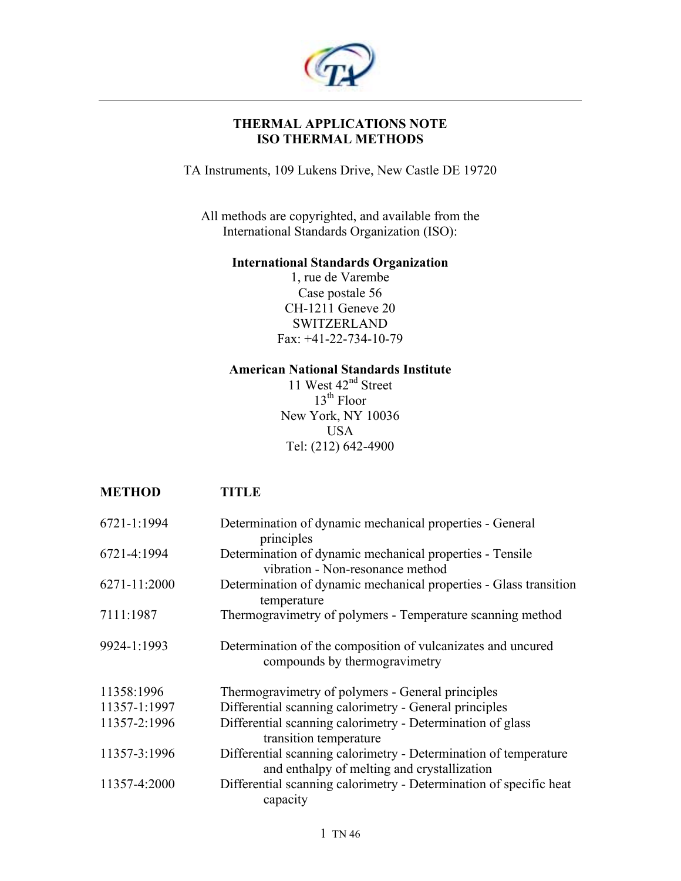**THERMAL APPLICATIONS NOTE**
**ISO THERMAL METHODS**

TA Instruments, 109 Lukens Drive, New Castle DE 19720

All methods are copyrighted, and available from the International Standards Organization (ISO):

**International Standards Organization**
1, rue de Varembe
Case postale 56
CH-1211 Geneve 20
SWITZERLAND
Fax: +41-22-734-10-79

**American National Standards Institute**
11 West 42nd Street
13th Floor
New York, NY 10036
USA
Tel: (212) 642-4900

| METHOD | TITLE |
|---|---|
| 6721-1:1994 | Determination of dynamic mechanical properties - General principles |
| 6721-4:1994 | Determination of dynamic mechanical properties - Tensile vibration - Non-resonance method |
| 6271-11:2000 | Determination of dynamic mechanical properties - Glass transition temperature |
| 7111:1987 | Thermogravimetry of polymers - Temperature scanning method |
| 9924-1:1993 | Determination of the composition of vulcanizates and uncured compounds by thermogravimetry |
| 11358:1996 | Thermogravimetry of polymers - General principles |
| 11357-1:1997 | Differential scanning calorimetry - General principles |
| 11357-2:1996 | Differential scanning calorimetry - Determination of glass transition temperature |
| 11357-3:1996 | Differential scanning calorimetry - Determination of temperature and enthalpy of melting and crystallization |
| 11357-4:2000 | Differential scanning calorimetry - Determination of specific heat capacity |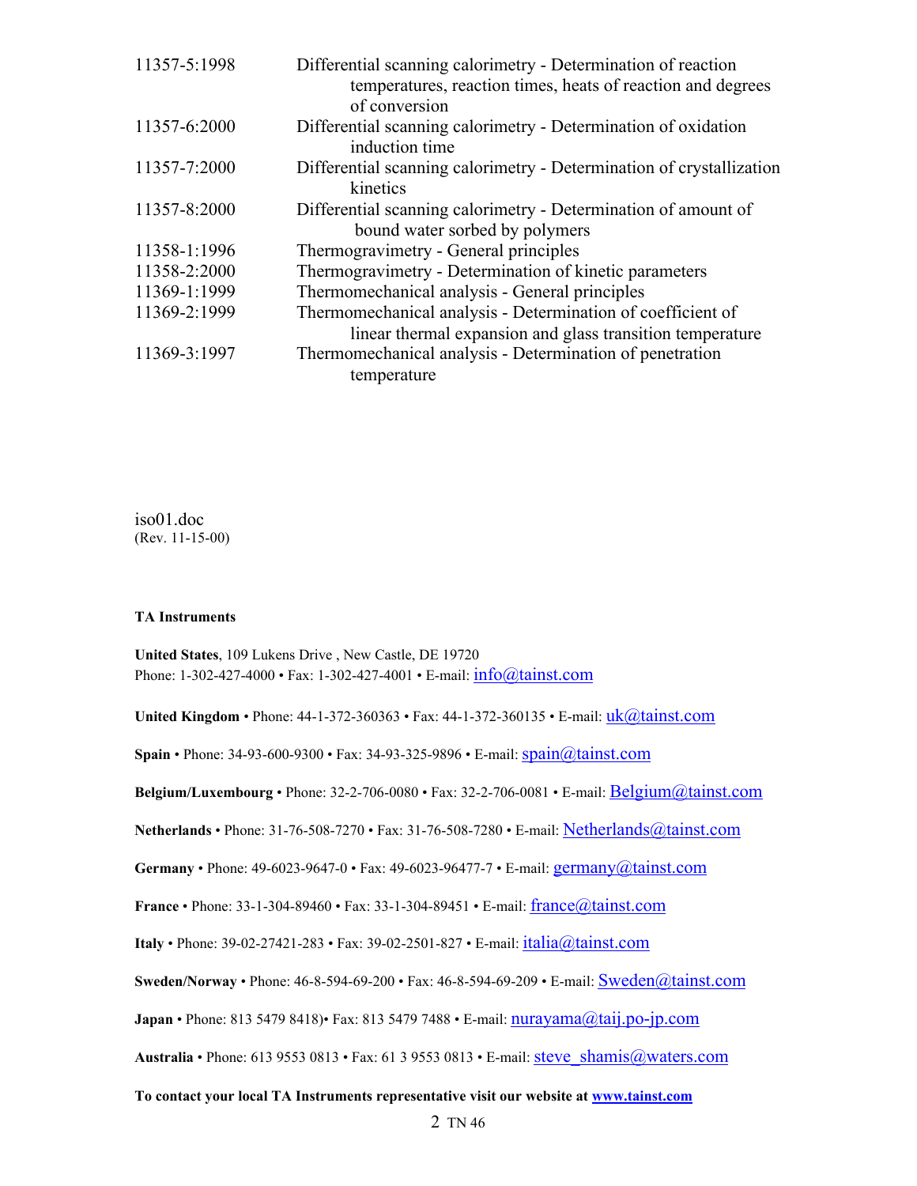| | |
|---|---|
| 11357-5:1998 | Differential scanning calorimetry - Determination of reaction temperatures, reaction times, heats of reaction and degrees of conversion |
| 11357-6:2000 | Differential scanning calorimetry - Determination of oxidation induction time |
| 11357-7:2000 | Differential scanning calorimetry - Determination of crystallization kinetics |
| 11357-8:2000 | Differential scanning calorimetry - Determination of amount of bound water sorbed by polymers |
| 11358-1:1996 | Thermogravimetry - General principles |
| 11358-2:2000 | Thermogravimetry - Determination of kinetic parameters |
| 11369-1:1999 | Thermomechanical analysis - General principles |
| 11369-2:1999 | Thermomechanical analysis - Determination of coefficient of linear thermal expansion and glass transition temperature |
| 11369-3:1997 | Thermomechanical analysis - Determination of penetration temperature |

iso01.doc
(Rev. 11-15-00)

**TA Instruments**

**United States**, 109 Lukens Drive , New Castle, DE 19720
Phone: 1-302-427-4000 • Fax: 1-302-427-4001 • E-mail: info@tainst.com

**United Kingdom** • Phone: 44-1-372-360363 • Fax: 44-1-372-360135 • E-mail: uk@tainst.com

**Spain** • Phone: 34-93-600-9300 • Fax: 34-93-325-9896 • E-mail: spain@tainst.com

**Belgium/Luxembourg** • Phone: 32-2-706-0080 • Fax: 32-2-706-0081 • E-mail: Belgium@tainst.com

**Netherlands** • Phone: 31-76-508-7270 • Fax: 31-76-508-7280 • E-mail: Netherlands@tainst.com

**Germany** • Phone: 49-6023-9647-0 • Fax: 49-6023-96477-7 • E-mail: germany@tainst.com

**France** • Phone: 33-1-304-89460 • Fax: 33-1-304-89451 • E-mail: france@tainst.com

**Italy** • Phone: 39-02-27421-283 • Fax: 39-02-2501-827 • E-mail: italia@tainst.com

**Sweden/Norway** • Phone: 46-8-594-69-200 • Fax: 46-8-594-69-209 • E-mail: Sweden@tainst.com

**Japan** • Phone: 813 5479 8418)• Fax: 813 5479 7488 • E-mail: nurayama@taij.po-jp.com

**Australia** • Phone: 613 9553 0813 • Fax: 61 3 9553 0813 • E-mail: steve_shamis@waters.com

**To contact your local TA Instruments representative visit our website at www.tainst.com**